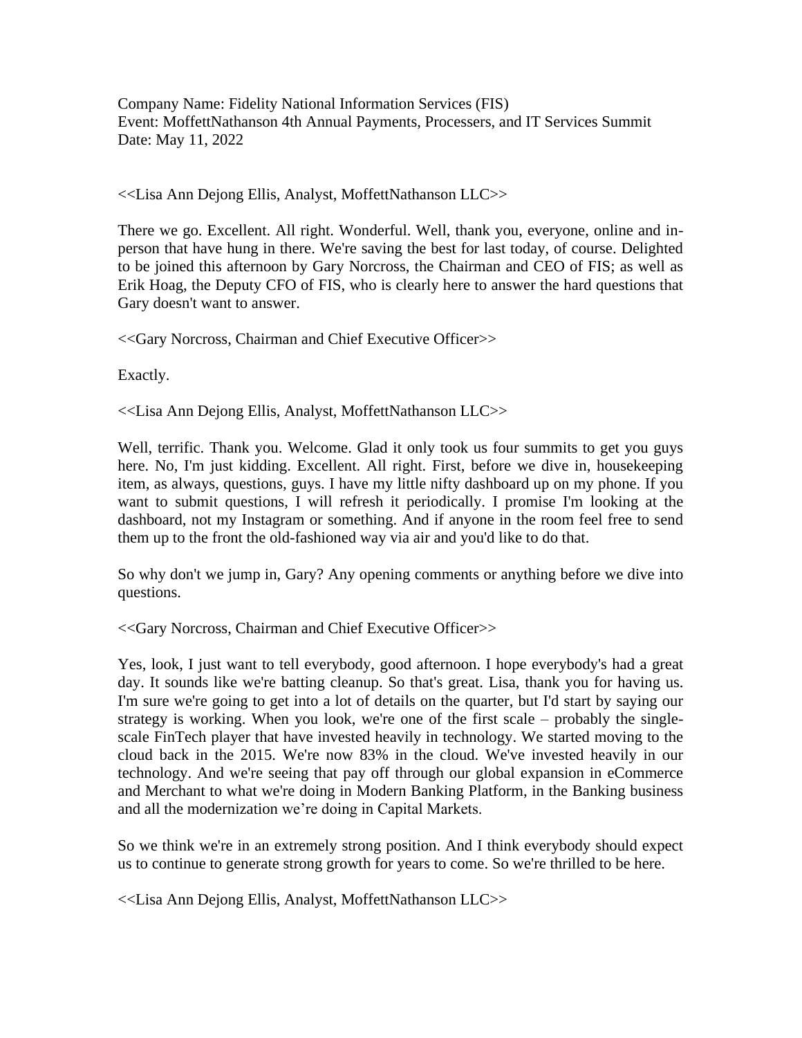Company Name: Fidelity National Information Services (FIS)
Event: MoffettNathanson 4th Annual Payments, Processers, and IT Services Summit
Date: May 11, 2022

<<Lisa Ann Dejong Ellis, Analyst, MoffettNathanson LLC>>

There we go. Excellent. All right. Wonderful. Well, thank you, everyone, online and in-person that have hung in there. We're saving the best for last today, of course. Delighted to be joined this afternoon by Gary Norcross, the Chairman and CEO of FIS; as well as Erik Hoag, the Deputy CFO of FIS, who is clearly here to answer the hard questions that Gary doesn't want to answer.

<<Gary Norcross, Chairman and Chief Executive Officer>>

Exactly.

<<Lisa Ann Dejong Ellis, Analyst, MoffettNathanson LLC>>

Well, terrific. Thank you. Welcome. Glad it only took us four summits to get you guys here. No, I'm just kidding. Excellent. All right. First, before we dive in, housekeeping item, as always, questions, guys. I have my little nifty dashboard up on my phone. If you want to submit questions, I will refresh it periodically. I promise I'm looking at the dashboard, not my Instagram or something. And if anyone in the room feel free to send them up to the front the old-fashioned way via air and you'd like to do that.

So why don't we jump in, Gary? Any opening comments or anything before we dive into questions.

<<Gary Norcross, Chairman and Chief Executive Officer>>

Yes, look, I just want to tell everybody, good afternoon. I hope everybody's had a great day. It sounds like we're batting cleanup. So that's great. Lisa, thank you for having us. I'm sure we're going to get into a lot of details on the quarter, but I'd start by saying our strategy is working. When you look, we're one of the first scale – probably the single-scale FinTech player that have invested heavily in technology. We started moving to the cloud back in the 2015. We're now 83% in the cloud. We've invested heavily in our technology. And we're seeing that pay off through our global expansion in eCommerce and Merchant to what we're doing in Modern Banking Platform, in the Banking business and all the modernization we're doing in Capital Markets.

So we think we're in an extremely strong position. And I think everybody should expect us to continue to generate strong growth for years to come. So we're thrilled to be here.

<<Lisa Ann Dejong Ellis, Analyst, MoffettNathanson LLC>>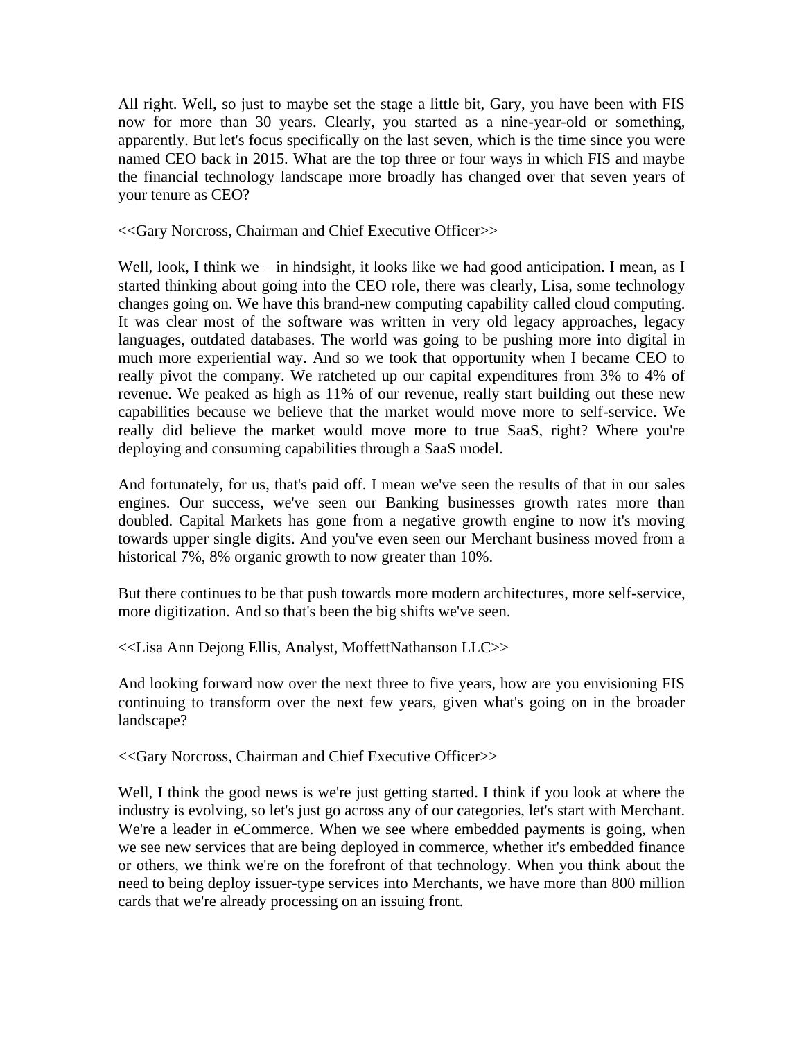All right. Well, so just to maybe set the stage a little bit, Gary, you have been with FIS now for more than 30 years. Clearly, you started as a nine-year-old or something, apparently. But let's focus specifically on the last seven, which is the time since you were named CEO back in 2015. What are the top three or four ways in which FIS and maybe the financial technology landscape more broadly has changed over that seven years of your tenure as CEO?

<<Gary Norcross, Chairman and Chief Executive Officer>>

Well, look, I think we – in hindsight, it looks like we had good anticipation. I mean, as I started thinking about going into the CEO role, there was clearly, Lisa, some technology changes going on. We have this brand-new computing capability called cloud computing. It was clear most of the software was written in very old legacy approaches, legacy languages, outdated databases. The world was going to be pushing more into digital in much more experiential way. And so we took that opportunity when I became CEO to really pivot the company. We ratcheted up our capital expenditures from 3% to 4% of revenue. We peaked as high as 11% of our revenue, really start building out these new capabilities because we believe that the market would move more to self-service. We really did believe the market would move more to true SaaS, right? Where you're deploying and consuming capabilities through a SaaS model.

And fortunately, for us, that's paid off. I mean we've seen the results of that in our sales engines. Our success, we've seen our Banking businesses growth rates more than doubled. Capital Markets has gone from a negative growth engine to now it's moving towards upper single digits. And you've even seen our Merchant business moved from a historical 7%, 8% organic growth to now greater than 10%.

But there continues to be that push towards more modern architectures, more self-service, more digitization. And so that's been the big shifts we've seen.

<<Lisa Ann Dejong Ellis, Analyst, MoffettNathanson LLC>>

And looking forward now over the next three to five years, how are you envisioning FIS continuing to transform over the next few years, given what's going on in the broader landscape?

<<Gary Norcross, Chairman and Chief Executive Officer>>

Well, I think the good news is we're just getting started. I think if you look at where the industry is evolving, so let's just go across any of our categories, let's start with Merchant. We're a leader in eCommerce. When we see where embedded payments is going, when we see new services that are being deployed in commerce, whether it's embedded finance or others, we think we're on the forefront of that technology. When you think about the need to being deploy issuer-type services into Merchants, we have more than 800 million cards that we're already processing on an issuing front.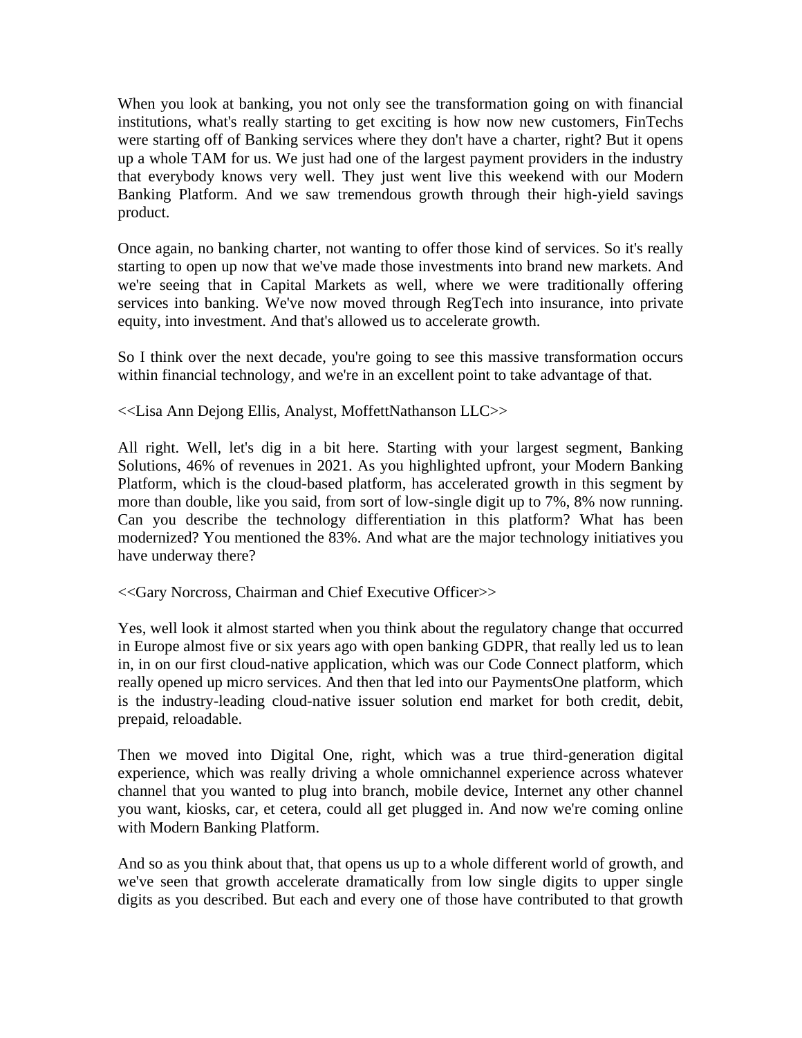When you look at banking, you not only see the transformation going on with financial institutions, what's really starting to get exciting is how now new customers, FinTechs were starting off of Banking services where they don't have a charter, right? But it opens up a whole TAM for us. We just had one of the largest payment providers in the industry that everybody knows very well. They just went live this weekend with our Modern Banking Platform. And we saw tremendous growth through their high-yield savings product.

Once again, no banking charter, not wanting to offer those kind of services. So it's really starting to open up now that we've made those investments into brand new markets. And we're seeing that in Capital Markets as well, where we were traditionally offering services into banking. We've now moved through RegTech into insurance, into private equity, into investment. And that's allowed us to accelerate growth.

So I think over the next decade, you're going to see this massive transformation occurs within financial technology, and we're in an excellent point to take advantage of that.

<<Lisa Ann Dejong Ellis, Analyst, MoffettNathanson LLC>>

All right. Well, let's dig in a bit here. Starting with your largest segment, Banking Solutions, 46% of revenues in 2021. As you highlighted upfront, your Modern Banking Platform, which is the cloud-based platform, has accelerated growth in this segment by more than double, like you said, from sort of low-single digit up to 7%, 8% now running. Can you describe the technology differentiation in this platform? What has been modernized? You mentioned the 83%. And what are the major technology initiatives you have underway there?

<<Gary Norcross, Chairman and Chief Executive Officer>>

Yes, well look it almost started when you think about the regulatory change that occurred in Europe almost five or six years ago with open banking GDPR, that really led us to lean in, in on our first cloud-native application, which was our Code Connect platform, which really opened up micro services. And then that led into our PaymentsOne platform, which is the industry-leading cloud-native issuer solution end market for both credit, debit, prepaid, reloadable.

Then we moved into Digital One, right, which was a true third-generation digital experience, which was really driving a whole omnichannel experience across whatever channel that you wanted to plug into branch, mobile device, Internet any other channel you want, kiosks, car, et cetera, could all get plugged in. And now we're coming online with Modern Banking Platform.

And so as you think about that, that opens us up to a whole different world of growth, and we've seen that growth accelerate dramatically from low single digits to upper single digits as you described. But each and every one of those have contributed to that growth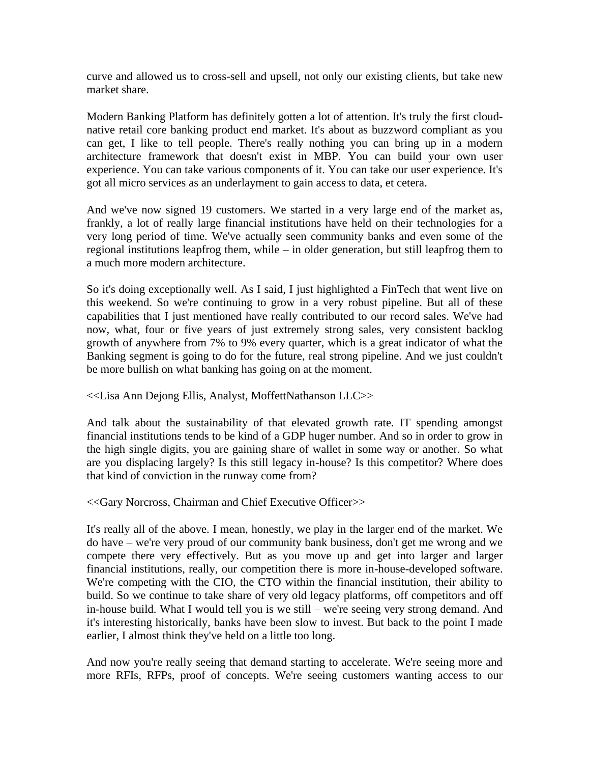curve and allowed us to cross-sell and upsell, not only our existing clients, but take new market share.

Modern Banking Platform has definitely gotten a lot of attention. It's truly the first cloud-native retail core banking product end market. It's about as buzzword compliant as you can get, I like to tell people. There's really nothing you can bring up in a modern architecture framework that doesn't exist in MBP. You can build your own user experience. You can take various components of it. You can take our user experience. It's got all micro services as an underlayment to gain access to data, et cetera.

And we've now signed 19 customers. We started in a very large end of the market as, frankly, a lot of really large financial institutions have held on their technologies for a very long period of time. We've actually seen community banks and even some of the regional institutions leapfrog them, while – in older generation, but still leapfrog them to a much more modern architecture.

So it's doing exceptionally well. As I said, I just highlighted a FinTech that went live on this weekend. So we're continuing to grow in a very robust pipeline. But all of these capabilities that I just mentioned have really contributed to our record sales. We've had now, what, four or five years of just extremely strong sales, very consistent backlog growth of anywhere from 7% to 9% every quarter, which is a great indicator of what the Banking segment is going to do for the future, real strong pipeline. And we just couldn't be more bullish on what banking has going on at the moment.

<<Lisa Ann Dejong Ellis, Analyst, MoffettNathanson LLC>>

And talk about the sustainability of that elevated growth rate. IT spending amongst financial institutions tends to be kind of a GDP huger number. And so in order to grow in the high single digits, you are gaining share of wallet in some way or another. So what are you displacing largely? Is this still legacy in-house? Is this competitor? Where does that kind of conviction in the runway come from?

<<Gary Norcross, Chairman and Chief Executive Officer>>

It's really all of the above. I mean, honestly, we play in the larger end of the market. We do have – we're very proud of our community bank business, don't get me wrong and we compete there very effectively. But as you move up and get into larger and larger financial institutions, really, our competition there is more in-house-developed software. We're competing with the CIO, the CTO within the financial institution, their ability to build. So we continue to take share of very old legacy platforms, off competitors and off in-house build. What I would tell you is we still – we're seeing very strong demand. And it's interesting historically, banks have been slow to invest. But back to the point I made earlier, I almost think they've held on a little too long.

And now you're really seeing that demand starting to accelerate. We're seeing more and more RFIs, RFPs, proof of concepts. We're seeing customers wanting access to our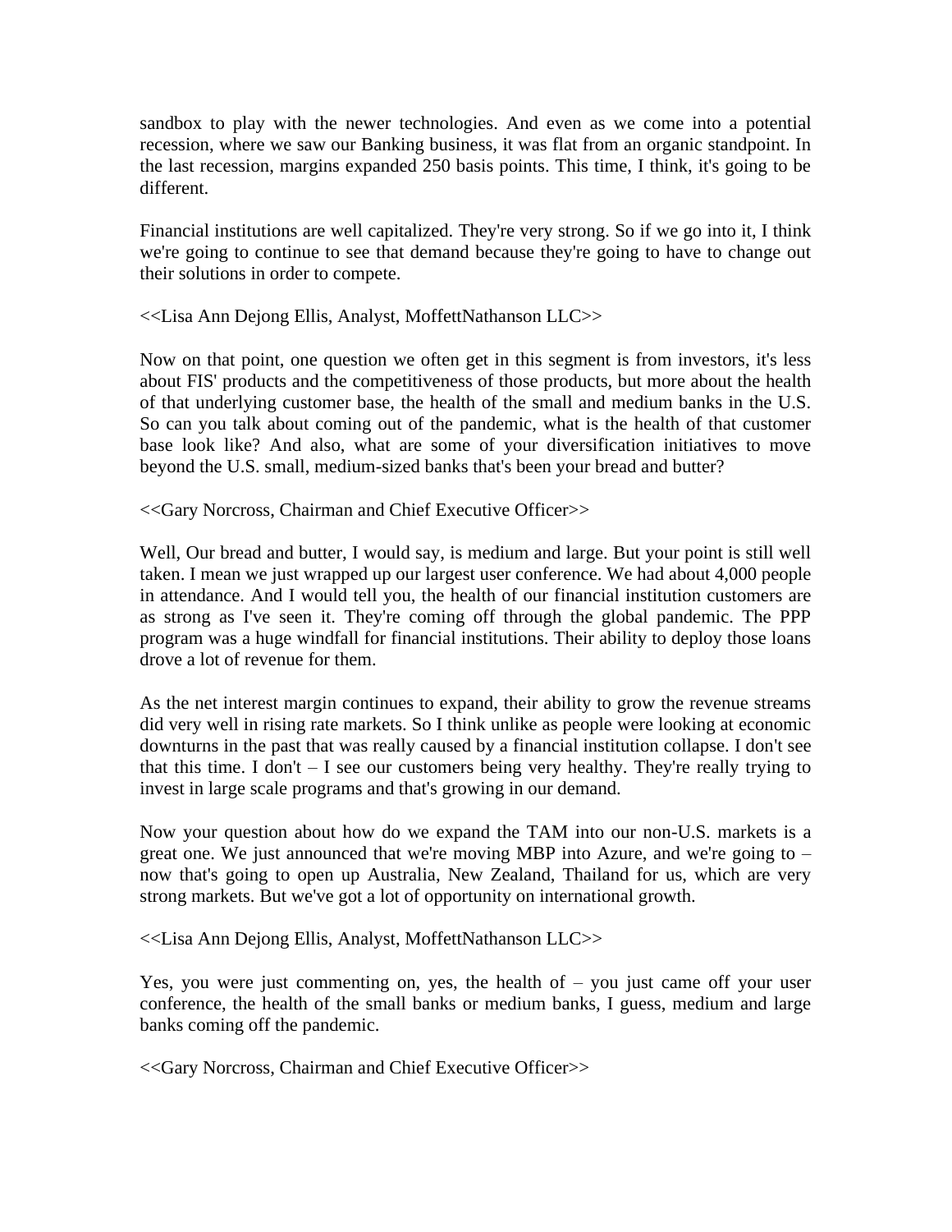sandbox to play with the newer technologies. And even as we come into a potential recession, where we saw our Banking business, it was flat from an organic standpoint. In the last recession, margins expanded 250 basis points. This time, I think, it's going to be different.

Financial institutions are well capitalized. They're very strong. So if we go into it, I think we're going to continue to see that demand because they're going to have to change out their solutions in order to compete.

<<Lisa Ann Dejong Ellis, Analyst, MoffettNathanson LLC>>

Now on that point, one question we often get in this segment is from investors, it's less about FIS' products and the competitiveness of those products, but more about the health of that underlying customer base, the health of the small and medium banks in the U.S. So can you talk about coming out of the pandemic, what is the health of that customer base look like? And also, what are some of your diversification initiatives to move beyond the U.S. small, medium-sized banks that's been your bread and butter?

<<Gary Norcross, Chairman and Chief Executive Officer>>

Well, Our bread and butter, I would say, is medium and large. But your point is still well taken. I mean we just wrapped up our largest user conference. We had about 4,000 people in attendance. And I would tell you, the health of our financial institution customers are as strong as I've seen it. They're coming off through the global pandemic. The PPP program was a huge windfall for financial institutions. Their ability to deploy those loans drove a lot of revenue for them.

As the net interest margin continues to expand, their ability to grow the revenue streams did very well in rising rate markets. So I think unlike as people were looking at economic downturns in the past that was really caused by a financial institution collapse. I don't see that this time. I don't – I see our customers being very healthy. They're really trying to invest in large scale programs and that's growing in our demand.

Now your question about how do we expand the TAM into our non-U.S. markets is a great one. We just announced that we're moving MBP into Azure, and we're going to – now that's going to open up Australia, New Zealand, Thailand for us, which are very strong markets. But we've got a lot of opportunity on international growth.

<<Lisa Ann Dejong Ellis, Analyst, MoffettNathanson LLC>>

Yes, you were just commenting on, yes, the health of – you just came off your user conference, the health of the small banks or medium banks, I guess, medium and large banks coming off the pandemic.

<<Gary Norcross, Chairman and Chief Executive Officer>>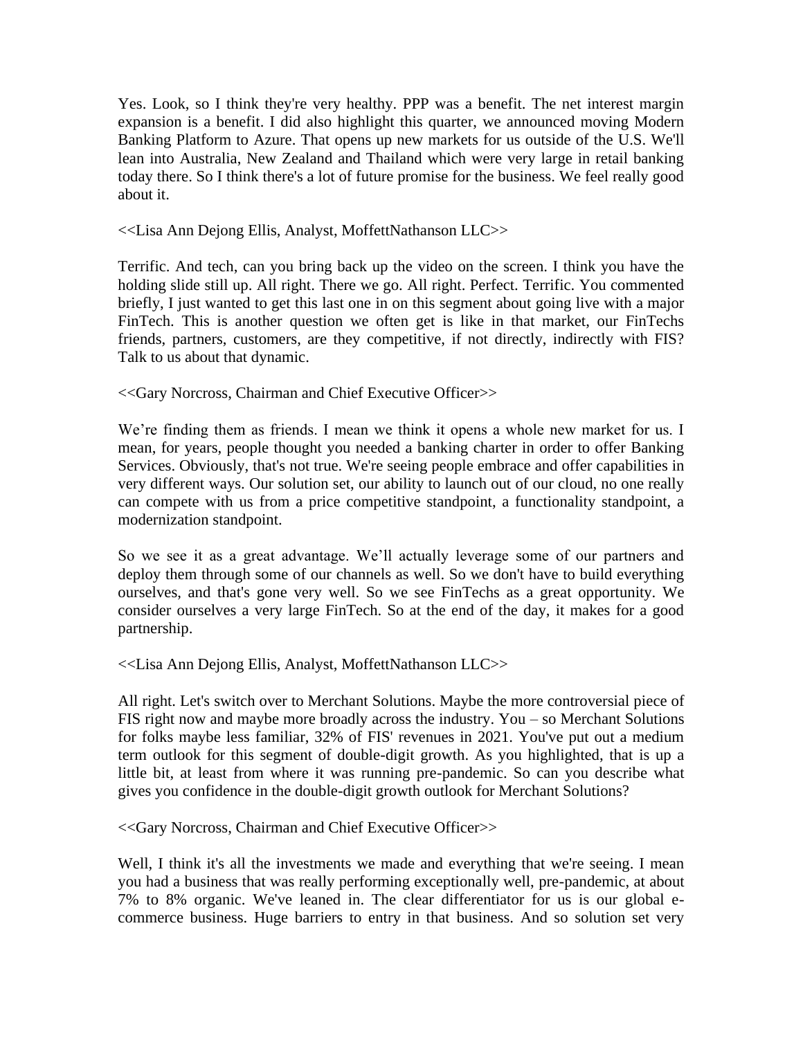Yes. Look, so I think they're very healthy. PPP was a benefit. The net interest margin expansion is a benefit. I did also highlight this quarter, we announced moving Modern Banking Platform to Azure. That opens up new markets for us outside of the U.S. We'll lean into Australia, New Zealand and Thailand which were very large in retail banking today there. So I think there's a lot of future promise for the business. We feel really good about it.

<<Lisa Ann Dejong Ellis, Analyst, MoffettNathanson LLC>>

Terrific. And tech, can you bring back up the video on the screen. I think you have the holding slide still up. All right. There we go. All right. Perfect. Terrific. You commented briefly, I just wanted to get this last one in on this segment about going live with a major FinTech. This is another question we often get is like in that market, our FinTechs friends, partners, customers, are they competitive, if not directly, indirectly with FIS? Talk to us about that dynamic.

<<Gary Norcross, Chairman and Chief Executive Officer>>

We're finding them as friends. I mean we think it opens a whole new market for us. I mean, for years, people thought you needed a banking charter in order to offer Banking Services. Obviously, that's not true. We're seeing people embrace and offer capabilities in very different ways. Our solution set, our ability to launch out of our cloud, no one really can compete with us from a price competitive standpoint, a functionality standpoint, a modernization standpoint.

So we see it as a great advantage. We'll actually leverage some of our partners and deploy them through some of our channels as well. So we don't have to build everything ourselves, and that's gone very well. So we see FinTechs as a great opportunity. We consider ourselves a very large FinTech. So at the end of the day, it makes for a good partnership.

<<Lisa Ann Dejong Ellis, Analyst, MoffettNathanson LLC>>

All right. Let's switch over to Merchant Solutions. Maybe the more controversial piece of FIS right now and maybe more broadly across the industry. You – so Merchant Solutions for folks maybe less familiar, 32% of FIS' revenues in 2021. You've put out a medium term outlook for this segment of double-digit growth. As you highlighted, that is up a little bit, at least from where it was running pre-pandemic. So can you describe what gives you confidence in the double-digit growth outlook for Merchant Solutions?

<<Gary Norcross, Chairman and Chief Executive Officer>>

Well, I think it's all the investments we made and everything that we're seeing. I mean you had a business that was really performing exceptionally well, pre-pandemic, at about 7% to 8% organic. We've leaned in. The clear differentiator for us is our global e-commerce business. Huge barriers to entry in that business. And so solution set very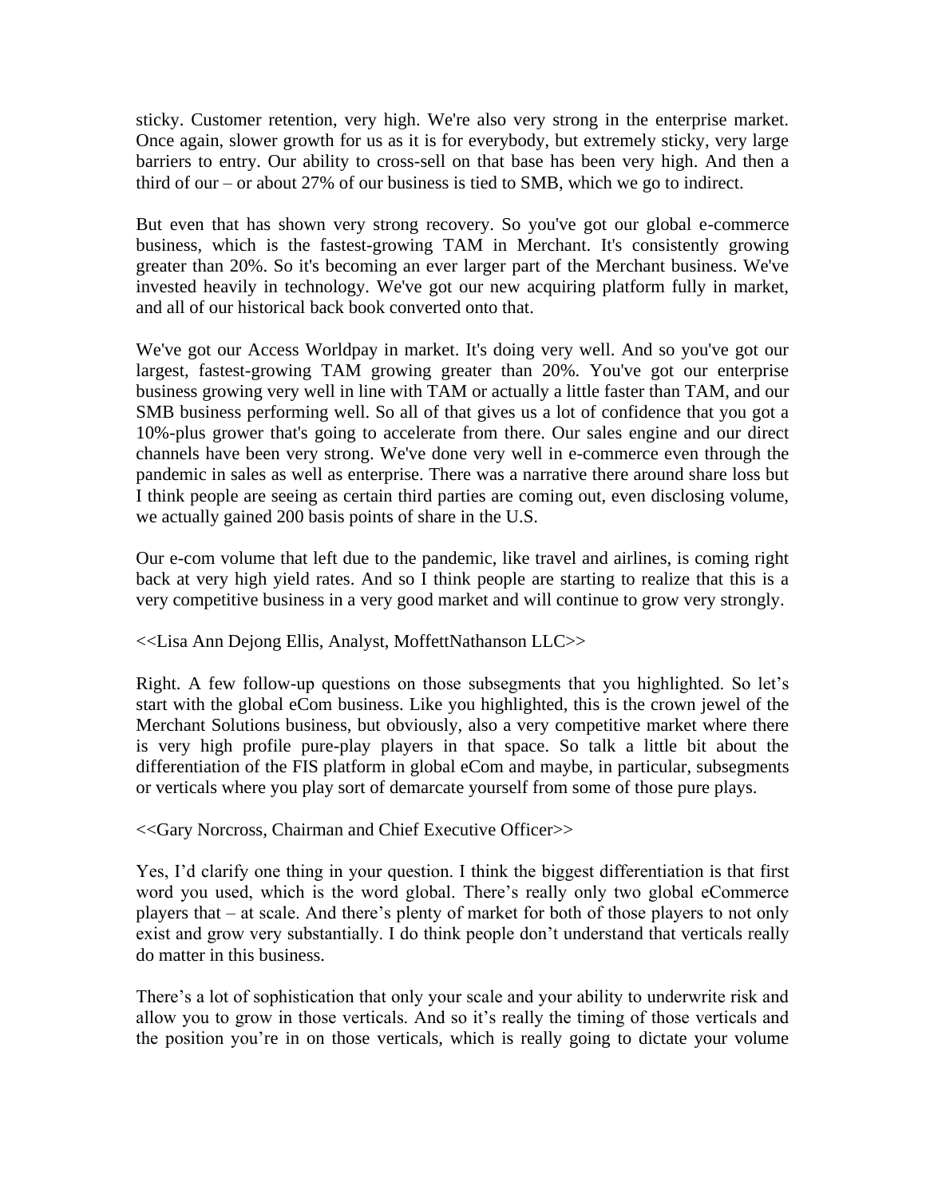sticky. Customer retention, very high. We're also very strong in the enterprise market. Once again, slower growth for us as it is for everybody, but extremely sticky, very large barriers to entry. Our ability to cross-sell on that base has been very high. And then a third of our – or about 27% of our business is tied to SMB, which we go to indirect.

But even that has shown very strong recovery. So you've got our global e-commerce business, which is the fastest-growing TAM in Merchant. It's consistently growing greater than 20%. So it's becoming an ever larger part of the Merchant business. We've invested heavily in technology. We've got our new acquiring platform fully in market, and all of our historical back book converted onto that.

We've got our Access Worldpay in market. It's doing very well. And so you've got our largest, fastest-growing TAM growing greater than 20%. You've got our enterprise business growing very well in line with TAM or actually a little faster than TAM, and our SMB business performing well. So all of that gives us a lot of confidence that you got a 10%-plus grower that's going to accelerate from there. Our sales engine and our direct channels have been very strong. We've done very well in e-commerce even through the pandemic in sales as well as enterprise. There was a narrative there around share loss but I think people are seeing as certain third parties are coming out, even disclosing volume, we actually gained 200 basis points of share in the U.S.

Our e-com volume that left due to the pandemic, like travel and airlines, is coming right back at very high yield rates. And so I think people are starting to realize that this is a very competitive business in a very good market and will continue to grow very strongly.

<<Lisa Ann Dejong Ellis, Analyst, MoffettNathanson LLC>>

Right. A few follow-up questions on those subsegments that you highlighted. So let's start with the global eCom business. Like you highlighted, this is the crown jewel of the Merchant Solutions business, but obviously, also a very competitive market where there is very high profile pure-play players in that space. So talk a little bit about the differentiation of the FIS platform in global eCom and maybe, in particular, subsegments or verticals where you play sort of demarcate yourself from some of those pure plays.

<<Gary Norcross, Chairman and Chief Executive Officer>>

Yes, I'd clarify one thing in your question. I think the biggest differentiation is that first word you used, which is the word global. There's really only two global eCommerce players that – at scale. And there's plenty of market for both of those players to not only exist and grow very substantially. I do think people don't understand that verticals really do matter in this business.

There's a lot of sophistication that only your scale and your ability to underwrite risk and allow you to grow in those verticals. And so it's really the timing of those verticals and the position you're in on those verticals, which is really going to dictate your volume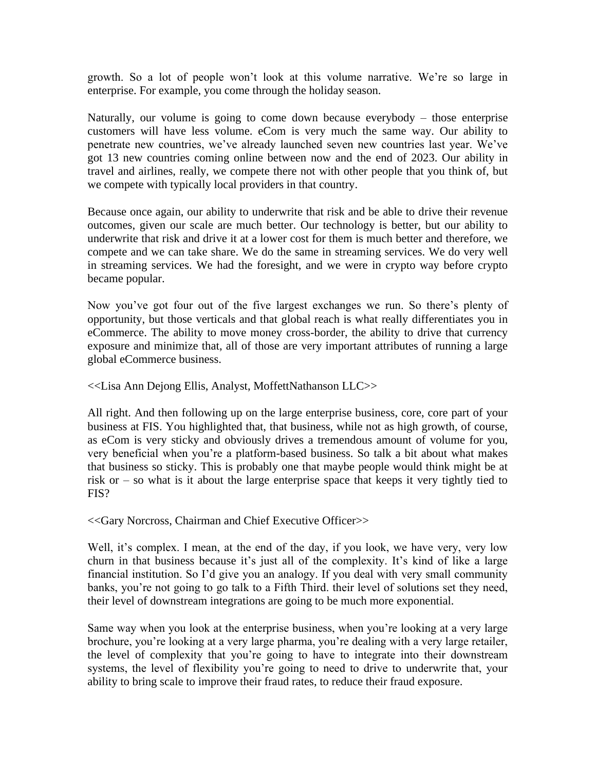growth. So a lot of people won't look at this volume narrative. We're so large in enterprise. For example, you come through the holiday season.

Naturally, our volume is going to come down because everybody – those enterprise customers will have less volume. eCom is very much the same way. Our ability to penetrate new countries, we've already launched seven new countries last year. We've got 13 new countries coming online between now and the end of 2023. Our ability in travel and airlines, really, we compete there not with other people that you think of, but we compete with typically local providers in that country.

Because once again, our ability to underwrite that risk and be able to drive their revenue outcomes, given our scale are much better. Our technology is better, but our ability to underwrite that risk and drive it at a lower cost for them is much better and therefore, we compete and we can take share. We do the same in streaming services. We do very well in streaming services. We had the foresight, and we were in crypto way before crypto became popular.

Now you've got four out of the five largest exchanges we run. So there's plenty of opportunity, but those verticals and that global reach is what really differentiates you in eCommerce. The ability to move money cross-border, the ability to drive that currency exposure and minimize that, all of those are very important attributes of running a large global eCommerce business.

<<Lisa Ann Dejong Ellis, Analyst, MoffettNathanson LLC>>

All right. And then following up on the large enterprise business, core, core part of your business at FIS. You highlighted that, that business, while not as high growth, of course, as eCom is very sticky and obviously drives a tremendous amount of volume for you, very beneficial when you're a platform-based business. So talk a bit about what makes that business so sticky. This is probably one that maybe people would think might be at risk or – so what is it about the large enterprise space that keeps it very tightly tied to FIS?

<<Gary Norcross, Chairman and Chief Executive Officer>>

Well, it's complex. I mean, at the end of the day, if you look, we have very, very low churn in that business because it's just all of the complexity. It's kind of like a large financial institution. So I'd give you an analogy. If you deal with very small community banks, you're not going to go talk to a Fifth Third. their level of solutions set they need, their level of downstream integrations are going to be much more exponential.

Same way when you look at the enterprise business, when you're looking at a very large brochure, you're looking at a very large pharma, you're dealing with a very large retailer, the level of complexity that you're going to have to integrate into their downstream systems, the level of flexibility you're going to need to drive to underwrite that, your ability to bring scale to improve their fraud rates, to reduce their fraud exposure.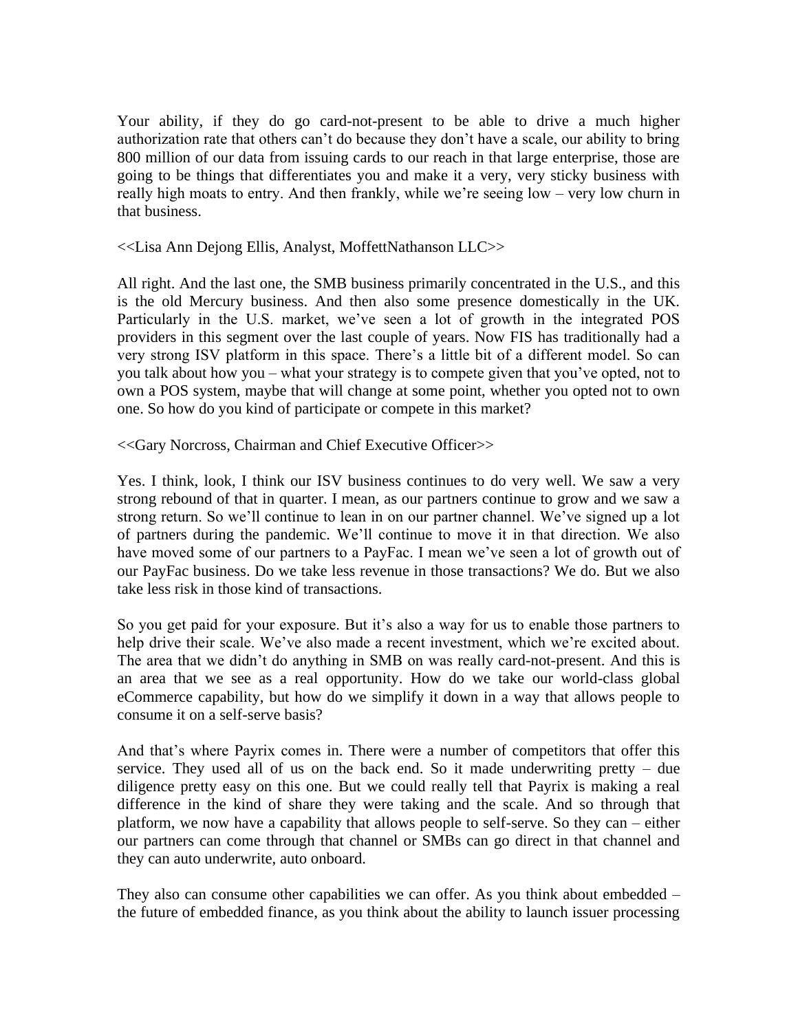Your ability, if they do go card-not-present to be able to drive a much higher authorization rate that others can't do because they don't have a scale, our ability to bring 800 million of our data from issuing cards to our reach in that large enterprise, those are going to be things that differentiates you and make it a very, very sticky business with really high moats to entry. And then frankly, while we're seeing low – very low churn in that business.

<<Lisa Ann Dejong Ellis, Analyst, MoffettNathanson LLC>>

All right. And the last one, the SMB business primarily concentrated in the U.S., and this is the old Mercury business. And then also some presence domestically in the UK. Particularly in the U.S. market, we've seen a lot of growth in the integrated POS providers in this segment over the last couple of years. Now FIS has traditionally had a very strong ISV platform in this space. There's a little bit of a different model. So can you talk about how you – what your strategy is to compete given that you've opted, not to own a POS system, maybe that will change at some point, whether you opted not to own one. So how do you kind of participate or compete in this market?

<<Gary Norcross, Chairman and Chief Executive Officer>>

Yes. I think, look, I think our ISV business continues to do very well. We saw a very strong rebound of that in quarter. I mean, as our partners continue to grow and we saw a strong return. So we'll continue to lean in on our partner channel. We've signed up a lot of partners during the pandemic. We'll continue to move it in that direction. We also have moved some of our partners to a PayFac. I mean we've seen a lot of growth out of our PayFac business. Do we take less revenue in those transactions? We do. But we also take less risk in those kind of transactions.

So you get paid for your exposure. But it's also a way for us to enable those partners to help drive their scale. We've also made a recent investment, which we're excited about. The area that we didn't do anything in SMB on was really card-not-present. And this is an area that we see as a real opportunity. How do we take our world-class global eCommerce capability, but how do we simplify it down in a way that allows people to consume it on a self-serve basis?

And that's where Payrix comes in. There were a number of competitors that offer this service. They used all of us on the back end. So it made underwriting pretty – due diligence pretty easy on this one. But we could really tell that Payrix is making a real difference in the kind of share they were taking and the scale. And so through that platform, we now have a capability that allows people to self-serve. So they can – either our partners can come through that channel or SMBs can go direct in that channel and they can auto underwrite, auto onboard.

They also can consume other capabilities we can offer. As you think about embedded – the future of embedded finance, as you think about the ability to launch issuer processing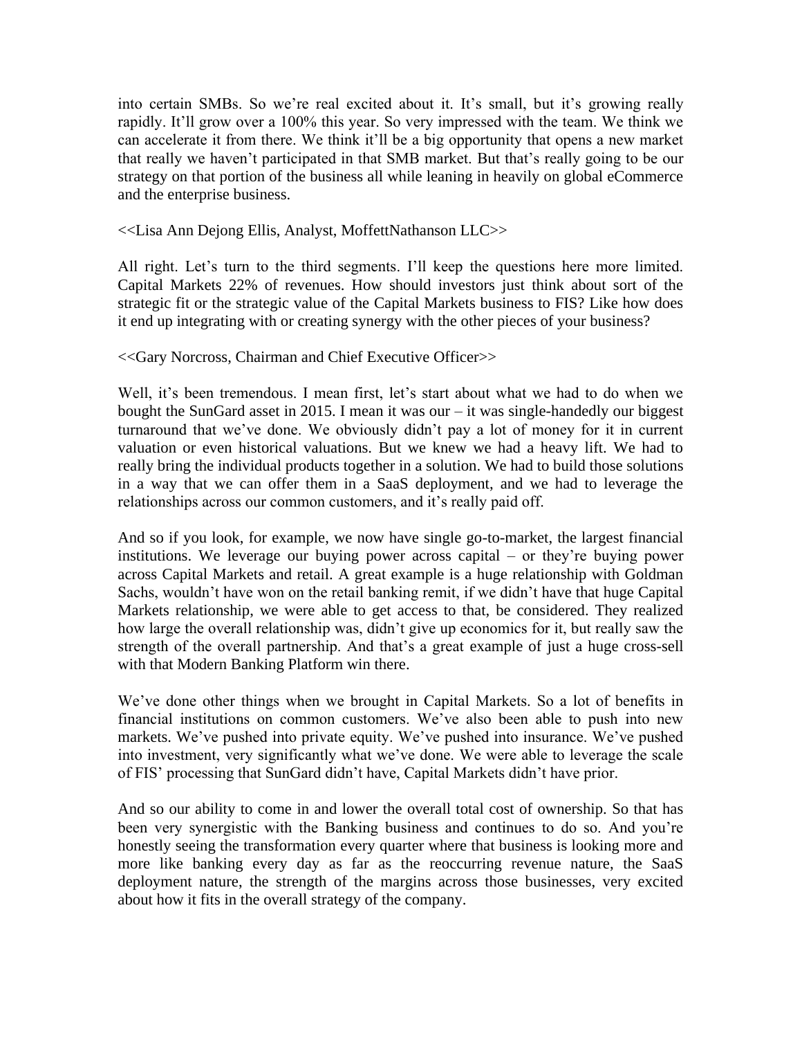into certain SMBs. So we're real excited about it. It's small, but it's growing really rapidly. It'll grow over a 100% this year. So very impressed with the team. We think we can accelerate it from there. We think it'll be a big opportunity that opens a new market that really we haven't participated in that SMB market. But that's really going to be our strategy on that portion of the business all while leaning in heavily on global eCommerce and the enterprise business.

<<Lisa Ann Dejong Ellis, Analyst, MoffettNathanson LLC>>

All right. Let's turn to the third segments. I'll keep the questions here more limited. Capital Markets 22% of revenues. How should investors just think about sort of the strategic fit or the strategic value of the Capital Markets business to FIS? Like how does it end up integrating with or creating synergy with the other pieces of your business?

<<Gary Norcross, Chairman and Chief Executive Officer>>

Well, it's been tremendous. I mean first, let's start about what we had to do when we bought the SunGard asset in 2015. I mean it was our – it was single-handedly our biggest turnaround that we've done. We obviously didn't pay a lot of money for it in current valuation or even historical valuations. But we knew we had a heavy lift. We had to really bring the individual products together in a solution. We had to build those solutions in a way that we can offer them in a SaaS deployment, and we had to leverage the relationships across our common customers, and it's really paid off.

And so if you look, for example, we now have single go-to-market, the largest financial institutions. We leverage our buying power across capital – or they're buying power across Capital Markets and retail. A great example is a huge relationship with Goldman Sachs, wouldn't have won on the retail banking remit, if we didn't have that huge Capital Markets relationship, we were able to get access to that, be considered. They realized how large the overall relationship was, didn't give up economics for it, but really saw the strength of the overall partnership. And that's a great example of just a huge cross-sell with that Modern Banking Platform win there.

We've done other things when we brought in Capital Markets. So a lot of benefits in financial institutions on common customers. We've also been able to push into new markets. We've pushed into private equity. We've pushed into insurance. We've pushed into investment, very significantly what we've done. We were able to leverage the scale of FIS' processing that SunGard didn't have, Capital Markets didn't have prior.

And so our ability to come in and lower the overall total cost of ownership. So that has been very synergistic with the Banking business and continues to do so. And you're honestly seeing the transformation every quarter where that business is looking more and more like banking every day as far as the reoccurring revenue nature, the SaaS deployment nature, the strength of the margins across those businesses, very excited about how it fits in the overall strategy of the company.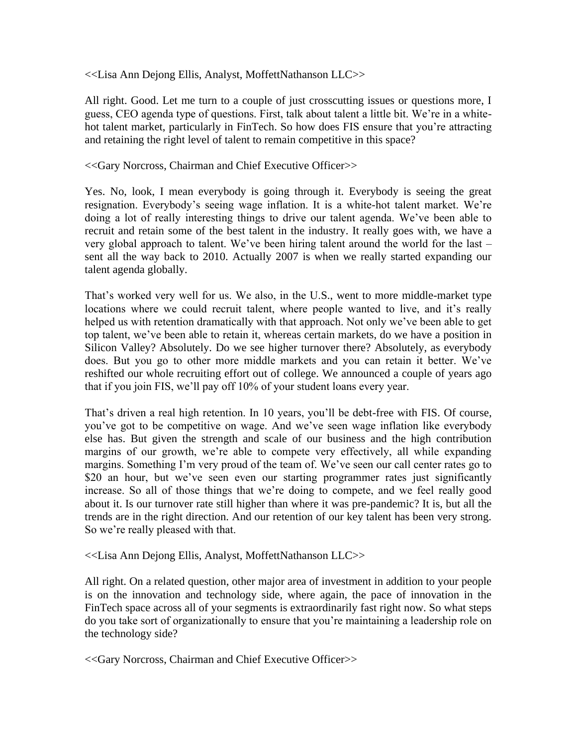<<Lisa Ann Dejong Ellis, Analyst, MoffettNathanson LLC>>

All right. Good. Let me turn to a couple of just crosscutting issues or questions more, I guess, CEO agenda type of questions. First, talk about talent a little bit. We're in a white-hot talent market, particularly in FinTech. So how does FIS ensure that you're attracting and retaining the right level of talent to remain competitive in this space?

<<Gary Norcross, Chairman and Chief Executive Officer>>

Yes. No, look, I mean everybody is going through it. Everybody is seeing the great resignation. Everybody's seeing wage inflation. It is a white-hot talent market. We're doing a lot of really interesting things to drive our talent agenda. We've been able to recruit and retain some of the best talent in the industry. It really goes with, we have a very global approach to talent. We've been hiring talent around the world for the last – sent all the way back to 2010. Actually 2007 is when we really started expanding our talent agenda globally.

That's worked very well for us. We also, in the U.S., went to more middle-market type locations where we could recruit talent, where people wanted to live, and it's really helped us with retention dramatically with that approach. Not only we've been able to get top talent, we've been able to retain it, whereas certain markets, do we have a position in Silicon Valley? Absolutely. Do we see higher turnover there? Absolutely, as everybody does. But you go to other more middle markets and you can retain it better. We've reshifted our whole recruiting effort out of college. We announced a couple of years ago that if you join FIS, we'll pay off 10% of your student loans every year.

That's driven a real high retention. In 10 years, you'll be debt-free with FIS. Of course, you've got to be competitive on wage. And we've seen wage inflation like everybody else has. But given the strength and scale of our business and the high contribution margins of our growth, we're able to compete very effectively, all while expanding margins. Something I'm very proud of the team of. We've seen our call center rates go to $20 an hour, but we've seen even our starting programmer rates just significantly increase. So all of those things that we're doing to compete, and we feel really good about it. Is our turnover rate still higher than where it was pre-pandemic? It is, but all the trends are in the right direction. And our retention of our key talent has been very strong. So we're really pleased with that.

<<Lisa Ann Dejong Ellis, Analyst, MoffettNathanson LLC>>

All right. On a related question, other major area of investment in addition to your people is on the innovation and technology side, where again, the pace of innovation in the FinTech space across all of your segments is extraordinarily fast right now. So what steps do you take sort of organizationally to ensure that you're maintaining a leadership role on the technology side?

<<Gary Norcross, Chairman and Chief Executive Officer>>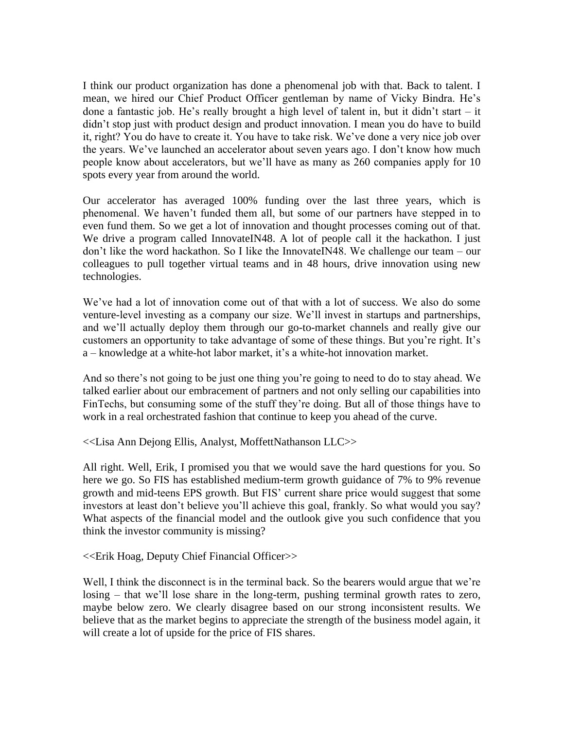I think our product organization has done a phenomenal job with that. Back to talent. I mean, we hired our Chief Product Officer gentleman by name of Vicky Bindra. He's done a fantastic job. He's really brought a high level of talent in, but it didn't start – it didn't stop just with product design and product innovation. I mean you do have to build it, right? You do have to create it. You have to take risk. We've done a very nice job over the years. We've launched an accelerator about seven years ago. I don't know how much people know about accelerators, but we'll have as many as 260 companies apply for 10 spots every year from around the world.

Our accelerator has averaged 100% funding over the last three years, which is phenomenal. We haven't funded them all, but some of our partners have stepped in to even fund them. So we get a lot of innovation and thought processes coming out of that. We drive a program called InnovateIN48. A lot of people call it the hackathon. I just don't like the word hackathon. So I like the InnovateIN48. We challenge our team – our colleagues to pull together virtual teams and in 48 hours, drive innovation using new technologies.

We've had a lot of innovation come out of that with a lot of success. We also do some venture-level investing as a company our size. We'll invest in startups and partnerships, and we'll actually deploy them through our go-to-market channels and really give our customers an opportunity to take advantage of some of these things. But you're right. It's a – knowledge at a white-hot labor market, it's a white-hot innovation market.

And so there's not going to be just one thing you're going to need to do to stay ahead. We talked earlier about our embracement of partners and not only selling our capabilities into FinTechs, but consuming some of the stuff they're doing. But all of those things have to work in a real orchestrated fashion that continue to keep you ahead of the curve.

<<Lisa Ann Dejong Ellis, Analyst, MoffettNathanson LLC>>

All right. Well, Erik, I promised you that we would save the hard questions for you. So here we go. So FIS has established medium-term growth guidance of 7% to 9% revenue growth and mid-teens EPS growth. But FIS' current share price would suggest that some investors at least don't believe you'll achieve this goal, frankly. So what would you say? What aspects of the financial model and the outlook give you such confidence that you think the investor community is missing?

<<Erik Hoag, Deputy Chief Financial Officer>>

Well, I think the disconnect is in the terminal back. So the bearers would argue that we're losing – that we'll lose share in the long-term, pushing terminal growth rates to zero, maybe below zero. We clearly disagree based on our strong inconsistent results. We believe that as the market begins to appreciate the strength of the business model again, it will create a lot of upside for the price of FIS shares.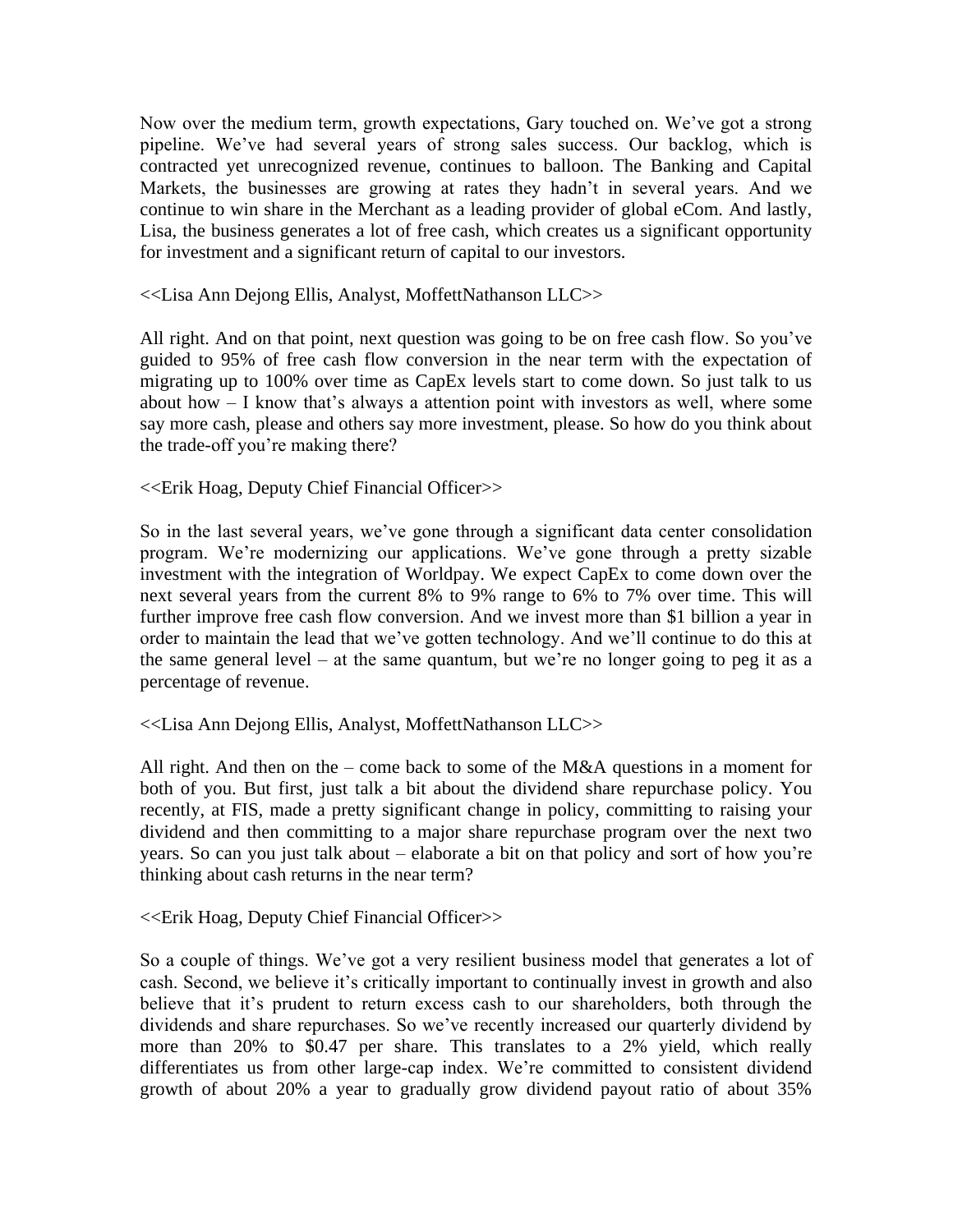Now over the medium term, growth expectations, Gary touched on. We've got a strong pipeline. We've had several years of strong sales success. Our backlog, which is contracted yet unrecognized revenue, continues to balloon. The Banking and Capital Markets, the businesses are growing at rates they hadn't in several years. And we continue to win share in the Merchant as a leading provider of global eCom. And lastly, Lisa, the business generates a lot of free cash, which creates us a significant opportunity for investment and a significant return of capital to our investors.

<<Lisa Ann Dejong Ellis, Analyst, MoffettNathanson LLC>>

All right. And on that point, next question was going to be on free cash flow. So you've guided to 95% of free cash flow conversion in the near term with the expectation of migrating up to 100% over time as CapEx levels start to come down. So just talk to us about how – I know that's always a attention point with investors as well, where some say more cash, please and others say more investment, please. So how do you think about the trade-off you're making there?

<<Erik Hoag, Deputy Chief Financial Officer>>

So in the last several years, we've gone through a significant data center consolidation program. We're modernizing our applications. We've gone through a pretty sizable investment with the integration of Worldpay. We expect CapEx to come down over the next several years from the current 8% to 9% range to 6% to 7% over time. This will further improve free cash flow conversion. And we invest more than $1 billion a year in order to maintain the lead that we've gotten technology. And we'll continue to do this at the same general level – at the same quantum, but we're no longer going to peg it as a percentage of revenue.

<<Lisa Ann Dejong Ellis, Analyst, MoffettNathanson LLC>>

All right. And then on the – come back to some of the M&A questions in a moment for both of you. But first, just talk a bit about the dividend share repurchase policy. You recently, at FIS, made a pretty significant change in policy, committing to raising your dividend and then committing to a major share repurchase program over the next two years. So can you just talk about – elaborate a bit on that policy and sort of how you're thinking about cash returns in the near term?

<<Erik Hoag, Deputy Chief Financial Officer>>

So a couple of things. We've got a very resilient business model that generates a lot of cash. Second, we believe it's critically important to continually invest in growth and also believe that it's prudent to return excess cash to our shareholders, both through the dividends and share repurchases. So we've recently increased our quarterly dividend by more than 20% to $0.47 per share. This translates to a 2% yield, which really differentiates us from other large-cap index. We're committed to consistent dividend growth of about 20% a year to gradually grow dividend payout ratio of about 35%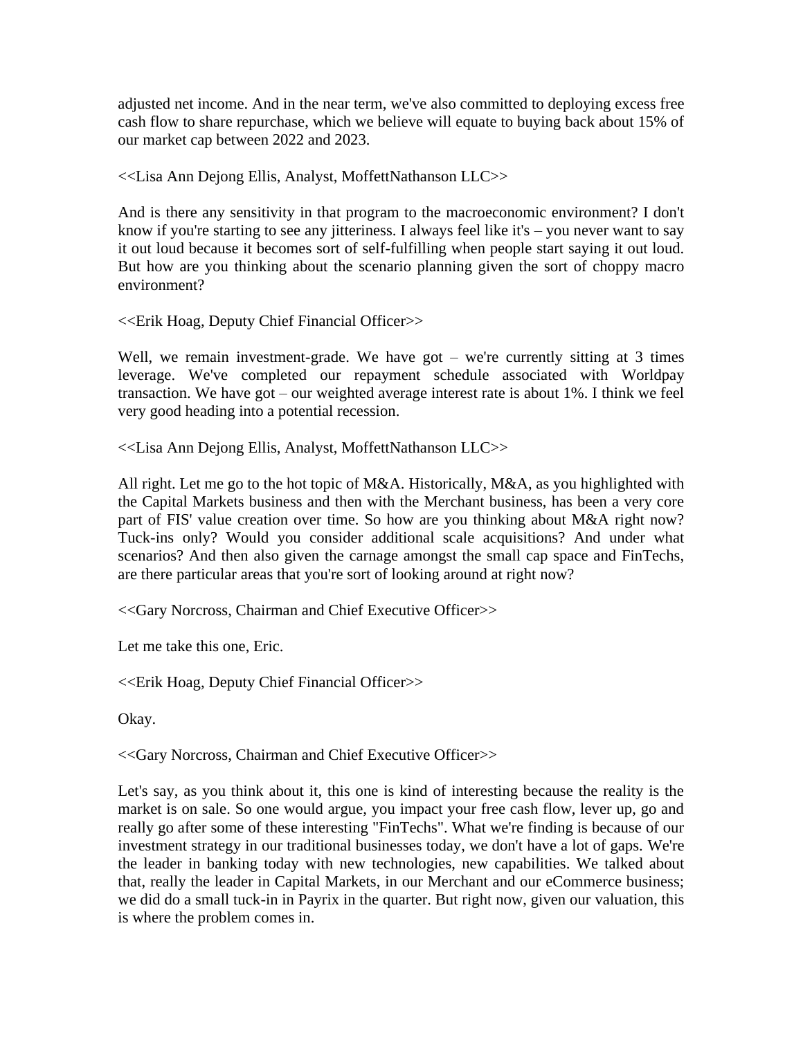adjusted net income. And in the near term, we've also committed to deploying excess free cash flow to share repurchase, which we believe will equate to buying back about 15% of our market cap between 2022 and 2023.

<<Lisa Ann Dejong Ellis, Analyst, MoffettNathanson LLC>>

And is there any sensitivity in that program to the macroeconomic environment? I don't know if you're starting to see any jitteriness. I always feel like it's – you never want to say it out loud because it becomes sort of self-fulfilling when people start saying it out loud. But how are you thinking about the scenario planning given the sort of choppy macro environment?

<<Erik Hoag, Deputy Chief Financial Officer>>

Well, we remain investment-grade. We have got – we're currently sitting at 3 times leverage. We've completed our repayment schedule associated with Worldpay transaction. We have got – our weighted average interest rate is about 1%. I think we feel very good heading into a potential recession.

<<Lisa Ann Dejong Ellis, Analyst, MoffettNathanson LLC>>

All right. Let me go to the hot topic of M&A. Historically, M&A, as you highlighted with the Capital Markets business and then with the Merchant business, has been a very core part of FIS' value creation over time. So how are you thinking about M&A right now? Tuck-ins only? Would you consider additional scale acquisitions? And under what scenarios? And then also given the carnage amongst the small cap space and FinTechs, are there particular areas that you're sort of looking around at right now?

<<Gary Norcross, Chairman and Chief Executive Officer>>

Let me take this one, Eric.

<<Erik Hoag, Deputy Chief Financial Officer>>

Okay.

<<Gary Norcross, Chairman and Chief Executive Officer>>

Let's say, as you think about it, this one is kind of interesting because the reality is the market is on sale. So one would argue, you impact your free cash flow, lever up, go and really go after some of these interesting "FinTechs". What we're finding is because of our investment strategy in our traditional businesses today, we don't have a lot of gaps. We're the leader in banking today with new technologies, new capabilities. We talked about that, really the leader in Capital Markets, in our Merchant and our eCommerce business; we did do a small tuck-in in Payrix in the quarter. But right now, given our valuation, this is where the problem comes in.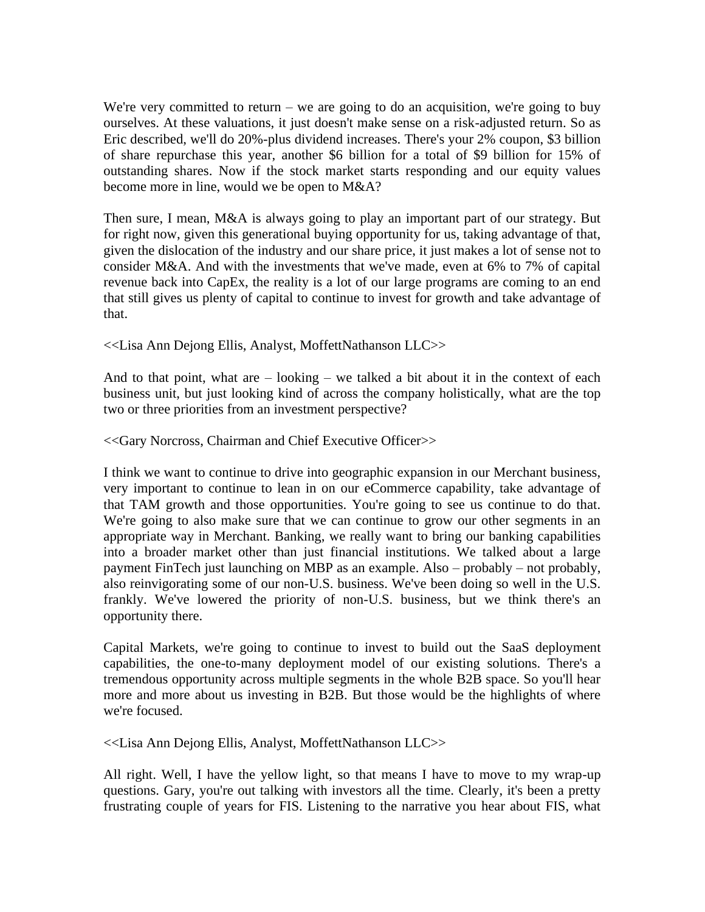We're very committed to return – we are going to do an acquisition, we're going to buy ourselves. At these valuations, it just doesn't make sense on a risk-adjusted return. So as Eric described, we'll do 20%-plus dividend increases. There's your 2% coupon, $3 billion of share repurchase this year, another $6 billion for a total of $9 billion for 15% of outstanding shares. Now if the stock market starts responding and our equity values become more in line, would we be open to M&A?

Then sure, I mean, M&A is always going to play an important part of our strategy. But for right now, given this generational buying opportunity for us, taking advantage of that, given the dislocation of the industry and our share price, it just makes a lot of sense not to consider M&A. And with the investments that we've made, even at 6% to 7% of capital revenue back into CapEx, the reality is a lot of our large programs are coming to an end that still gives us plenty of capital to continue to invest for growth and take advantage of that.

<<Lisa Ann Dejong Ellis, Analyst, MoffettNathanson LLC>>

And to that point, what are – looking – we talked a bit about it in the context of each business unit, but just looking kind of across the company holistically, what are the top two or three priorities from an investment perspective?

<<Gary Norcross, Chairman and Chief Executive Officer>>

I think we want to continue to drive into geographic expansion in our Merchant business, very important to continue to lean in on our eCommerce capability, take advantage of that TAM growth and those opportunities. You're going to see us continue to do that. We're going to also make sure that we can continue to grow our other segments in an appropriate way in Merchant. Banking, we really want to bring our banking capabilities into a broader market other than just financial institutions. We talked about a large payment FinTech just launching on MBP as an example. Also – probably – not probably, also reinvigorating some of our non-U.S. business. We've been doing so well in the U.S. frankly. We've lowered the priority of non-U.S. business, but we think there's an opportunity there.

Capital Markets, we're going to continue to invest to build out the SaaS deployment capabilities, the one-to-many deployment model of our existing solutions. There's a tremendous opportunity across multiple segments in the whole B2B space. So you'll hear more and more about us investing in B2B. But those would be the highlights of where we're focused.

<<Lisa Ann Dejong Ellis, Analyst, MoffettNathanson LLC>>

All right. Well, I have the yellow light, so that means I have to move to my wrap-up questions. Gary, you're out talking with investors all the time. Clearly, it's been a pretty frustrating couple of years for FIS. Listening to the narrative you hear about FIS, what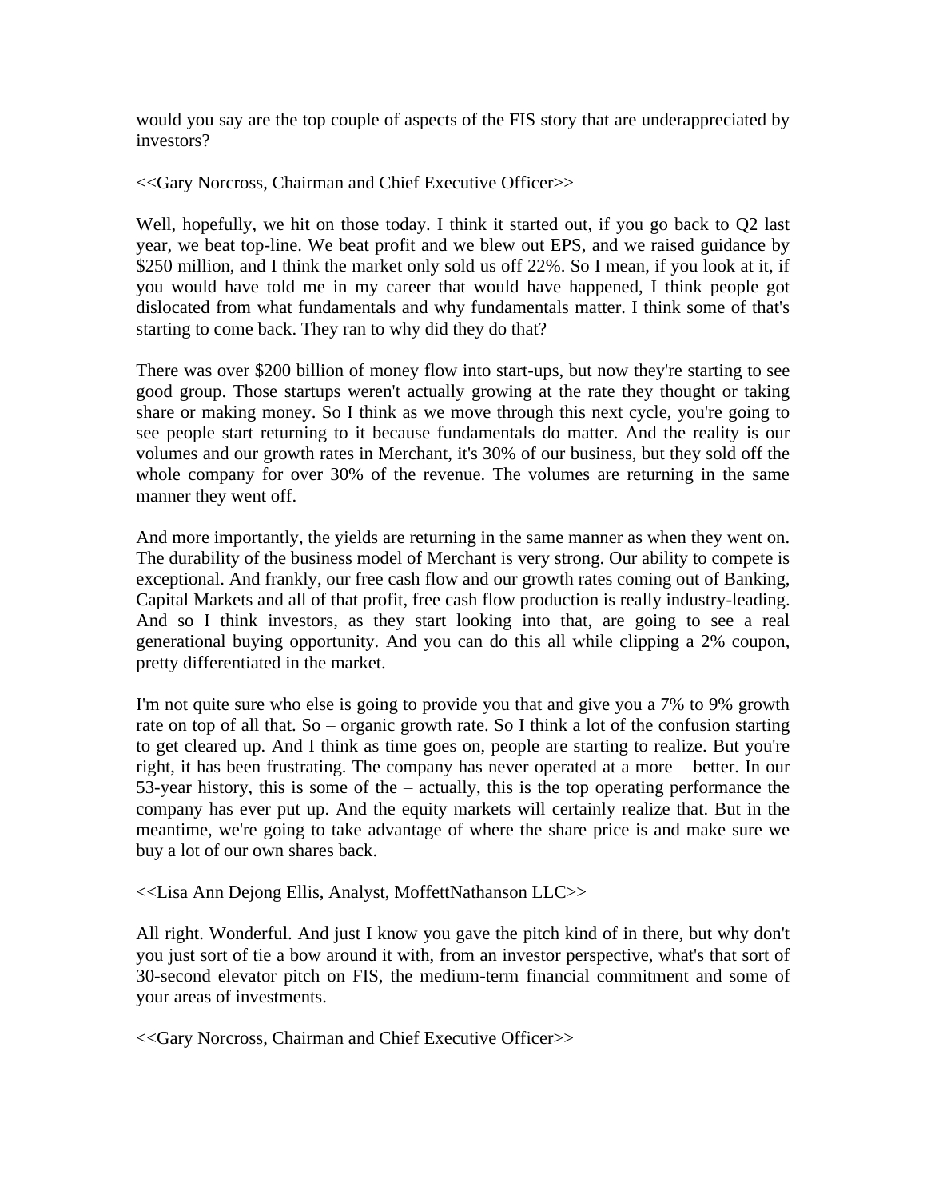would you say are the top couple of aspects of the FIS story that are underappreciated by investors?

<<Gary Norcross, Chairman and Chief Executive Officer>>

Well, hopefully, we hit on those today. I think it started out, if you go back to Q2 last year, we beat top-line. We beat profit and we blew out EPS, and we raised guidance by $250 million, and I think the market only sold us off 22%. So I mean, if you look at it, if you would have told me in my career that would have happened, I think people got dislocated from what fundamentals and why fundamentals matter. I think some of that's starting to come back. They ran to why did they do that?

There was over $200 billion of money flow into start-ups, but now they're starting to see good group. Those startups weren't actually growing at the rate they thought or taking share or making money. So I think as we move through this next cycle, you're going to see people start returning to it because fundamentals do matter. And the reality is our volumes and our growth rates in Merchant, it's 30% of our business, but they sold off the whole company for over 30% of the revenue. The volumes are returning in the same manner they went off.

And more importantly, the yields are returning in the same manner as when they went on. The durability of the business model of Merchant is very strong. Our ability to compete is exceptional. And frankly, our free cash flow and our growth rates coming out of Banking, Capital Markets and all of that profit, free cash flow production is really industry-leading. And so I think investors, as they start looking into that, are going to see a real generational buying opportunity. And you can do this all while clipping a 2% coupon, pretty differentiated in the market.

I'm not quite sure who else is going to provide you that and give you a 7% to 9% growth rate on top of all that. So – organic growth rate. So I think a lot of the confusion starting to get cleared up. And I think as time goes on, people are starting to realize. But you're right, it has been frustrating. The company has never operated at a more – better. In our 53-year history, this is some of the – actually, this is the top operating performance the company has ever put up. And the equity markets will certainly realize that. But in the meantime, we're going to take advantage of where the share price is and make sure we buy a lot of our own shares back.

<<Lisa Ann Dejong Ellis, Analyst, MoffettNathanson LLC>>

All right. Wonderful. And just I know you gave the pitch kind of in there, but why don't you just sort of tie a bow around it with, from an investor perspective, what's that sort of 30-second elevator pitch on FIS, the medium-term financial commitment and some of your areas of investments.

<<Gary Norcross, Chairman and Chief Executive Officer>>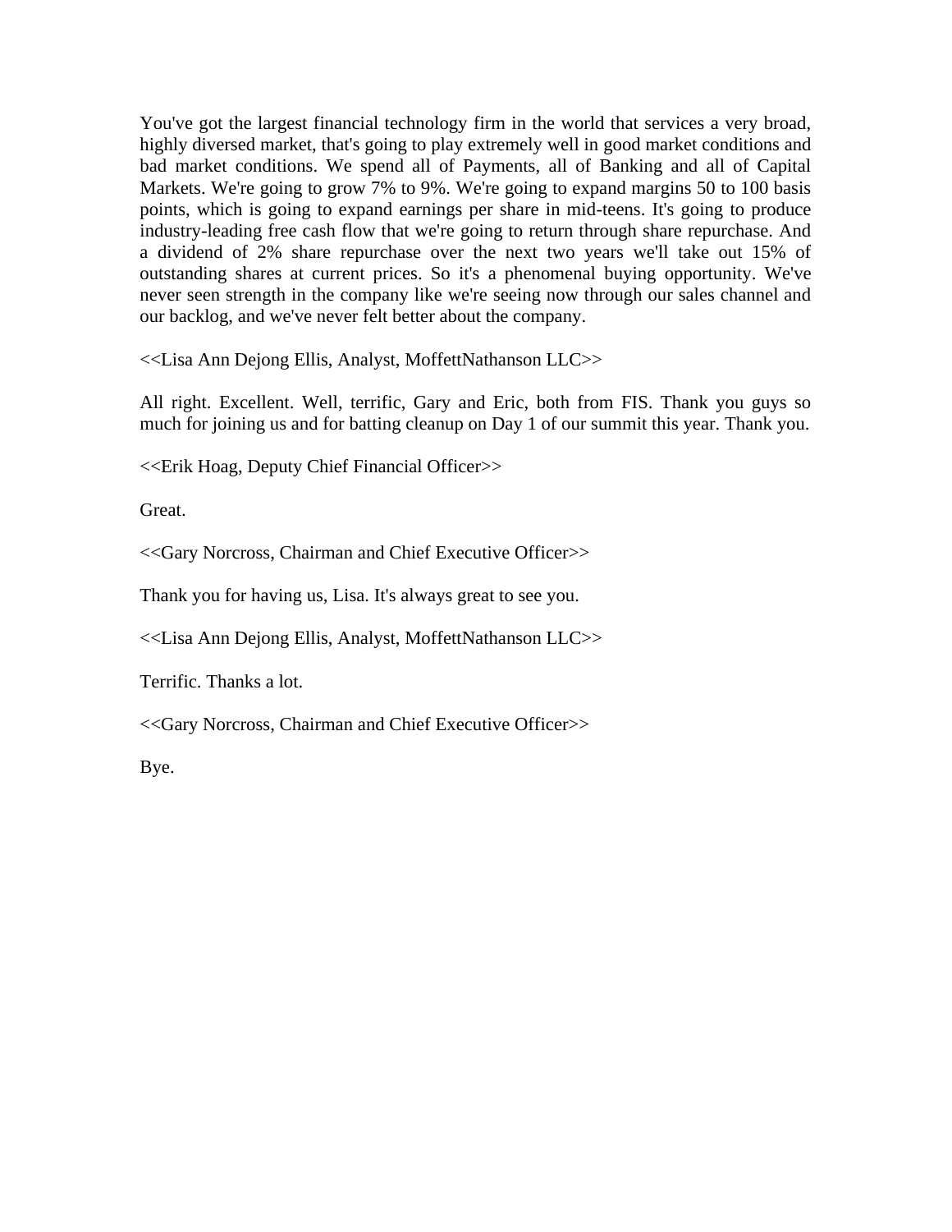You've got the largest financial technology firm in the world that services a very broad, highly diversed market, that's going to play extremely well in good market conditions and bad market conditions. We spend all of Payments, all of Banking and all of Capital Markets. We're going to grow 7% to 9%. We're going to expand margins 50 to 100 basis points, which is going to expand earnings per share in mid-teens. It's going to produce industry-leading free cash flow that we're going to return through share repurchase. And a dividend of 2% share repurchase over the next two years we'll take out 15% of outstanding shares at current prices. So it's a phenomenal buying opportunity. We've never seen strength in the company like we're seeing now through our sales channel and our backlog, and we've never felt better about the company.

<<Lisa Ann Dejong Ellis, Analyst, MoffettNathanson LLC>>

All right. Excellent. Well, terrific, Gary and Eric, both from FIS. Thank you guys so much for joining us and for batting cleanup on Day 1 of our summit this year. Thank you.

<<Erik Hoag, Deputy Chief Financial Officer>>

Great.

<<Gary Norcross, Chairman and Chief Executive Officer>>

Thank you for having us, Lisa. It's always great to see you.

<<Lisa Ann Dejong Ellis, Analyst, MoffettNathanson LLC>>

Terrific. Thanks a lot.

<<Gary Norcross, Chairman and Chief Executive Officer>>

Bye.